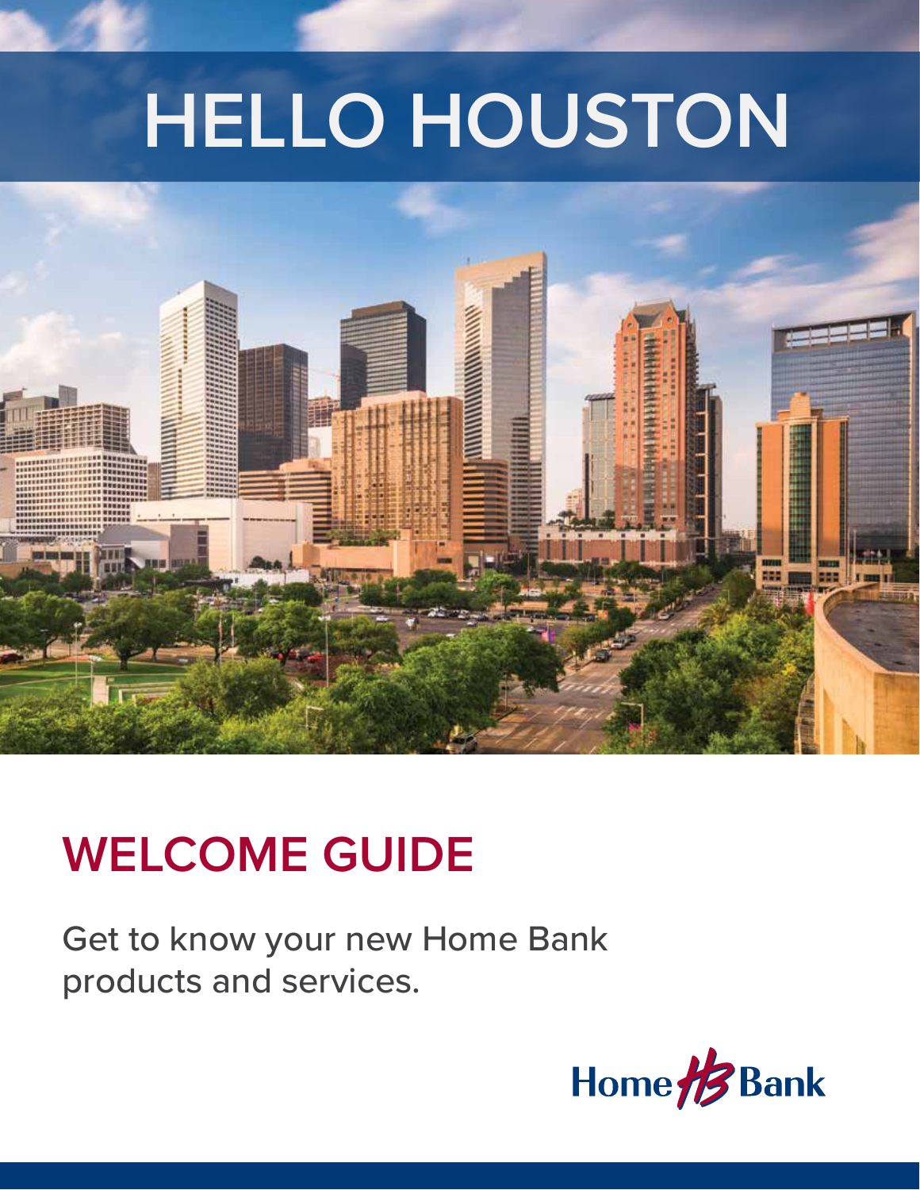# HELLO HOUSTON

## WELCOME GUIDE

Get to know your new Home Bank products and services.

Home Bank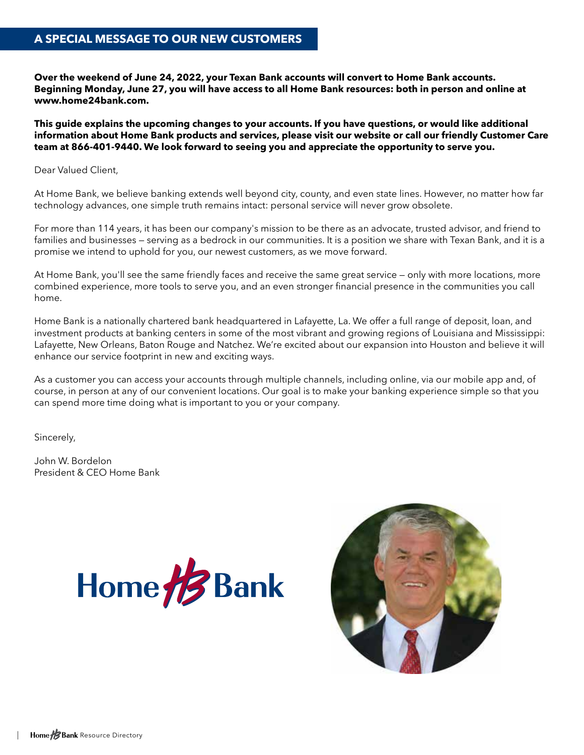## A SPECIAL MESSAGE TO OUR NEW CUSTOMERS

**Over the weekend of June 24, 2022, your Texan Bank accounts will convert to Home Bank accounts. Beginning Monday, June 27, you will have access to all Home Bank resources: both in person and online at www.home24bank.com.**

**This guide explains the upcoming changes to your accounts. If you have questions, or would like additional information about Home Bank products and services, please visit our website or call our friendly Customer Care team at 866-401-9440. We look forward to seeing you and appreciate the opportunity to serve you.**

Dear Valued Client,

At Home Bank, we believe banking extends well beyond city, county, and even state lines. However, no matter how far technology advances, one simple truth remains intact: personal service will never grow obsolete.

For more than 114 years, it has been our company's mission to be there as an advocate, trusted advisor, and friend to families and businesses — serving as a bedrock in our communities. It is a position we share with Texan Bank, and it is a promise we intend to uphold for you, our newest customers, as we move forward.

At Home Bank, you'll see the same friendly faces and receive the same great service — only with more locations, more combined experience, more tools to serve you, and an even stronger financial presence in the communities you call home.

Home Bank is a nationally chartered bank headquartered in Lafayette, La. We offer a full range of deposit, loan, and investment products at banking centers in some of the most vibrant and growing regions of Louisiana and Mississippi: Lafayette, New Orleans, Baton Rouge and Natchez. We're excited about our expansion into Houston and believe it will enhance our service footprint in new and exciting ways.

As a customer you can access your accounts through multiple channels, including online, via our mobile app and, of course, in person at any of our convenient locations. Our goal is to make your banking experience simple so that you can spend more time doing what is important to you or your company.

Sincerely,

John W. Bordelon
President & CEO Home Bank

Home Bank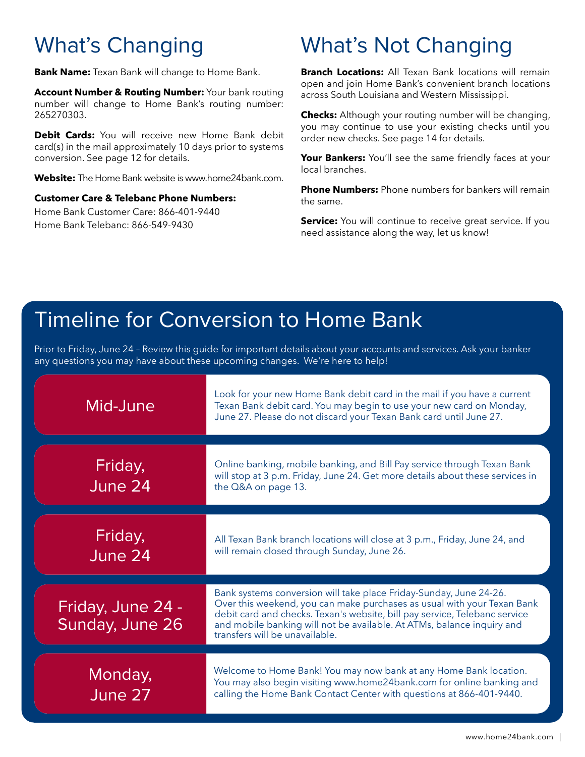## What's Changing

**Bank Name:** Texan Bank will change to Home Bank.

**Account Number & Routing Number:** Your bank routing number will change to Home Bank's routing number: 265270303.

**Debit Cards:** You will receive new Home Bank debit card(s) in the mail approximately 10 days prior to systems conversion. See page 12 for details.

**Website:** The Home Bank website is www.home24bank.com.

**Customer Care & Telebanc Phone Numbers:**
Home Bank Customer Care: 866-401-9440
Home Bank Telebanc: 866-549-9430

## What's Not Changing

**Branch Locations:** All Texan Bank locations will remain open and join Home Bank's convenient branch locations across South Louisiana and Western Mississippi.

**Checks:** Although your routing number will be changing, you may continue to use your existing checks until you order new checks. See page 14 for details.

**Your Bankers:** You'll see the same friendly faces at your local branches.

**Phone Numbers:** Phone numbers for bankers will remain the same.

**Service:** You will continue to receive great service. If you need assistance along the way, let us know!

## Timeline for Conversion to Home Bank

Prior to Friday, June 24 – Review this guide for important details about your accounts and services. Ask your banker any questions you may have about these upcoming changes. We're here to help!

| Date | Details |
|---|---|
| Mid-June | Look for your new Home Bank debit card in the mail if you have a current Texan Bank debit card. You may begin to use your new card on Monday, June 27. Please do not discard your Texan Bank card until June 27. |
| Friday, June 24 | Online banking, mobile banking, and Bill Pay service through Texan Bank will stop at 3 p.m. Friday, June 24. Get more details about these services in the Q&A on page 13. |
| Friday, June 24 | All Texan Bank branch locations will close at 3 p.m., Friday, June 24, and will remain closed through Sunday, June 26. |
| Friday, June 24 - Sunday, June 26 | Bank systems conversion will take place Friday-Sunday, June 24-26. Over this weekend, you can make purchases as usual with your Texan Bank debit card and checks. Texan's website, bill pay service, Telebanc service and mobile banking will not be available. At ATMs, balance inquiry and transfers will be unavailable. |
| Monday, June 27 | Welcome to Home Bank! You may now bank at any Home Bank location. You may also begin visiting www.home24bank.com for online banking and calling the Home Bank Contact Center with questions at 866-401-9440. |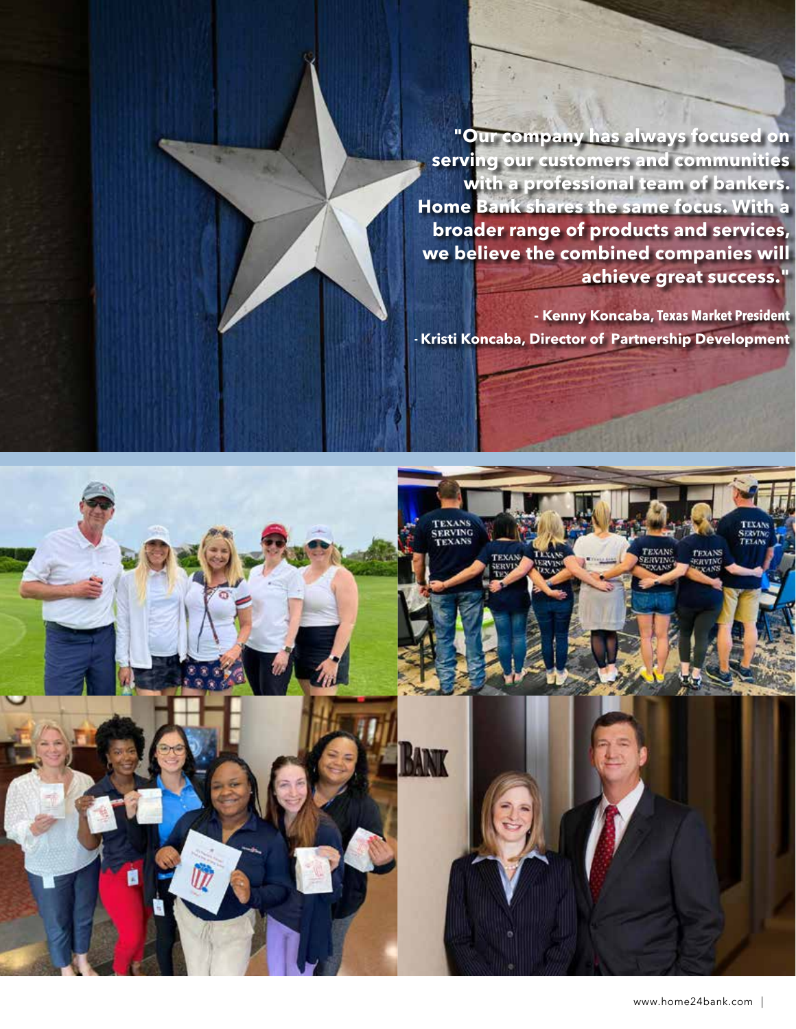"Our company has always focused on serving our customers and communities with a professional team of bankers. Home Bank shares the same focus. With a broader range of products and services, we believe the combined companies will achieve great success."

- Kenny Koncaba, Texas Market President
- Kristi Koncaba, Director of Partnership Development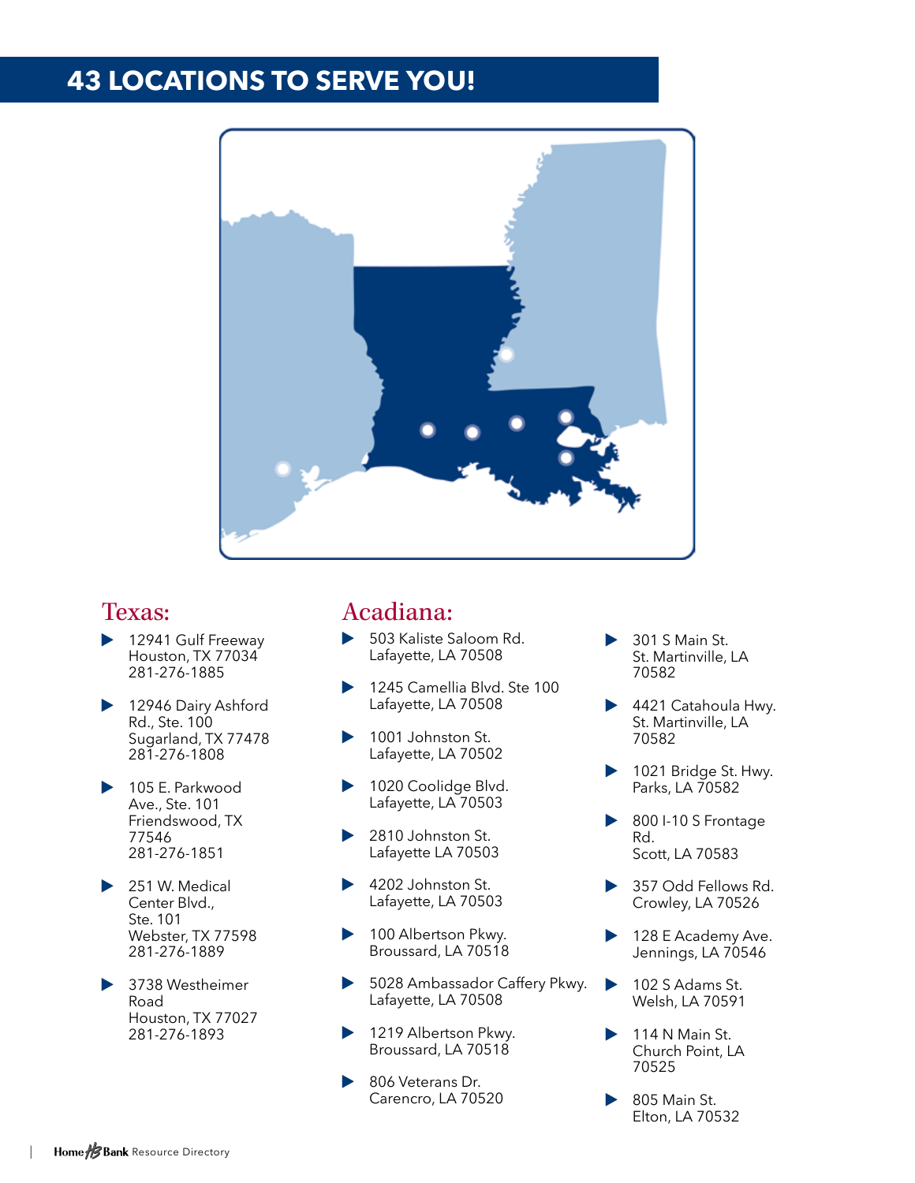# 43 LOCATIONS TO SERVE YOU!

## Texas:

- 12941 Gulf Freeway
  Houston, TX 77034
  281-276-1885
- 12946 Dairy Ashford Rd., Ste. 100
  Sugarland, TX 77478
  281-276-1808
- 105 E. Parkwood Ave., Ste. 101
  Friendswood, TX 77546
  281-276-1851
- 251 W. Medical Center Blvd., Ste. 101
  Webster, TX 77598
  281-276-1889
- 3738 Westheimer Road
  Houston, TX 77027
  281-276-1893

## Acadiana:

- 503 Kaliste Saloom Rd.
  Lafayette, LA 70508
- 1245 Camellia Blvd. Ste 100
  Lafayette, LA 70508
- 1001 Johnston St.
  Lafayette, LA 70502
- 1020 Coolidge Blvd.
  Lafayette, LA 70503
- 2810 Johnston St.
  Lafayette LA 70503
- 4202 Johnston St.
  Lafayette, LA 70503
- 100 Albertson Pkwy.
  Broussard, LA 70518
- 5028 Ambassador Caffery Pkwy.
  Lafayette, LA 70508
- 1219 Albertson Pkwy.
  Broussard, LA 70518
- 806 Veterans Dr.
  Carencro, LA 70520
- 301 S Main St.
  St. Martinville, LA 70582
- 4421 Catahoula Hwy.
  St. Martinville, LA 70582
- 1021 Bridge St. Hwy.
  Parks, LA 70582
- 800 I-10 S Frontage Rd.
  Scott, LA 70583
- 357 Odd Fellows Rd.
  Crowley, LA 70526
- 128 E Academy Ave.
  Jennings, LA 70546
- 102 S Adams St.
  Welsh, LA 70591
- 114 N Main St.
  Church Point, LA 70525
- 805 Main St.
  Elton, LA 70532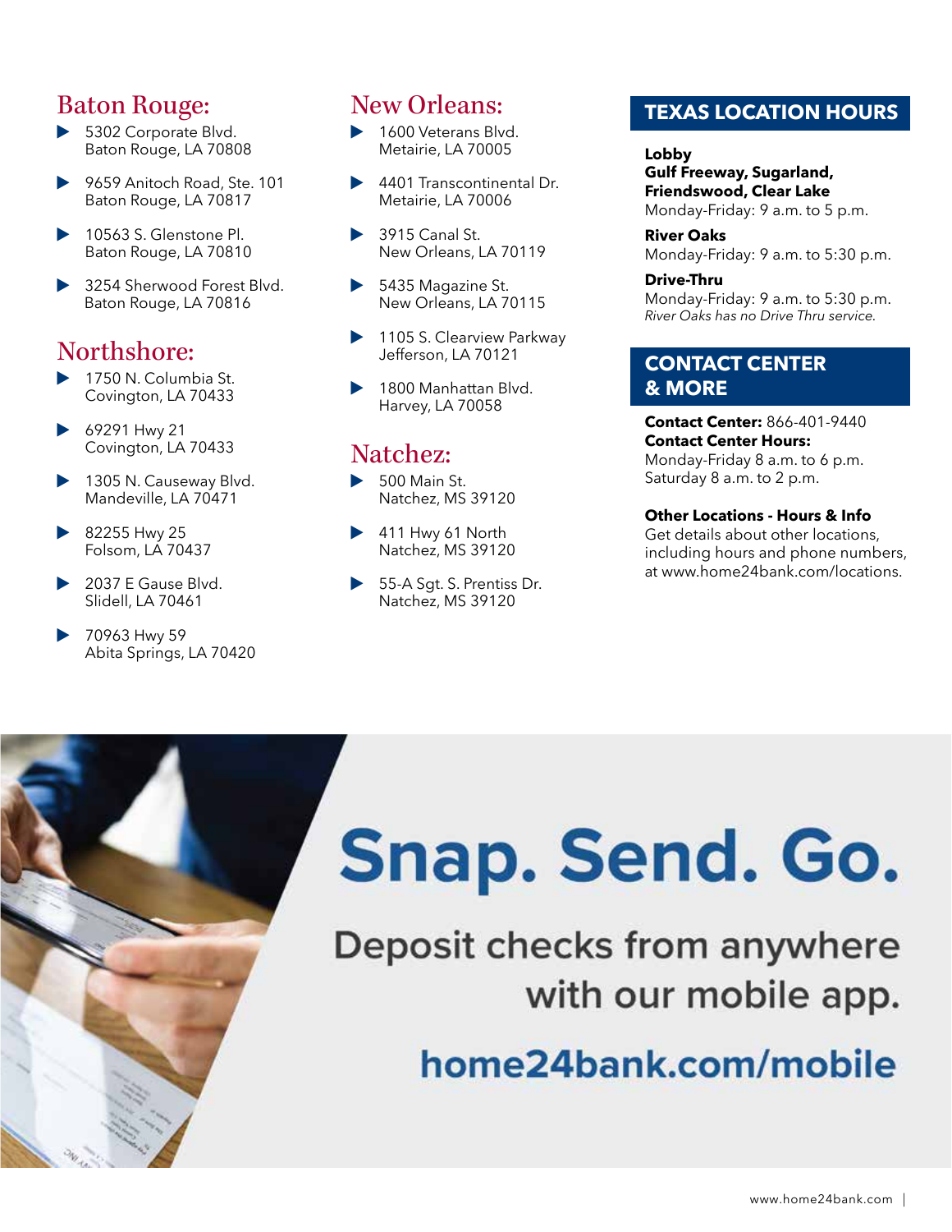## Baton Rouge:

- 5302 Corporate Blvd.
  Baton Rouge, LA 70808
- 9659 Anitoch Road, Ste. 101
  Baton Rouge, LA 70817
- 10563 S. Glenstone Pl.
  Baton Rouge, LA 70810
- 3254 Sherwood Forest Blvd.
  Baton Rouge, LA 70816

## Northshore:

- 1750 N. Columbia St.
  Covington, LA 70433
- 69291 Hwy 21
  Covington, LA 70433
- 1305 N. Causeway Blvd.
  Mandeville, LA 70471
- 82255 Hwy 25
  Folsom, LA 70437
- 2037 E Gause Blvd.
  Slidell, LA 70461
- 70963 Hwy 59
  Abita Springs, LA 70420

## New Orleans:

- 1600 Veterans Blvd.
  Metairie, LA 70005
- 4401 Transcontinental Dr.
  Metairie, LA 70006
- 3915 Canal St.
  New Orleans, LA 70119
- 5435 Magazine St.
  New Orleans, LA 70115
- 1105 S. Clearview Parkway
  Jefferson, LA 70121
- 1800 Manhattan Blvd.
  Harvey, LA 70058

## Natchez:

- 500 Main St.
  Natchez, MS 39120
- 411 Hwy 61 North
  Natchez, MS 39120
- 55-A Sgt. S. Prentiss Dr.
  Natchez, MS 39120

## TEXAS LOCATION HOURS

**Lobby**
**Gulf Freeway, Sugarland, Friendswood, Clear Lake**
Monday-Friday: 9 a.m. to 5 p.m.

**River Oaks**
Monday-Friday: 9 a.m. to 5:30 p.m.

**Drive-Thru**
Monday-Friday: 9 a.m. to 5:30 p.m.
*River Oaks has no Drive Thru service.*

## CONTACT CENTER & MORE

**Contact Center:** 866-401-9440
**Contact Center Hours:**
Monday-Friday 8 a.m. to 6 p.m.
Saturday 8 a.m. to 2 p.m.

**Other Locations - Hours & Info**
Get details about other locations, including hours and phone numbers, at www.home24bank.com/locations.

# Snap. Send. Go.

Deposit checks from anywhere with our mobile app.

**home24bank.com/mobile**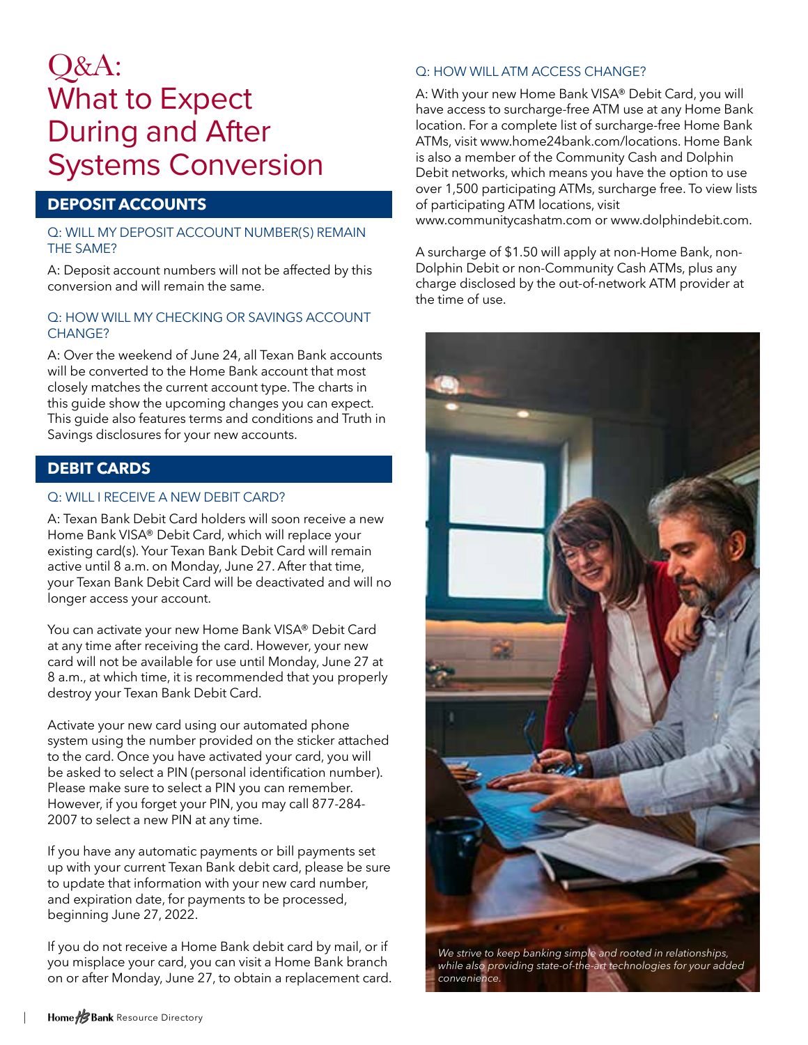# Q&A: What to Expect During and After Systems Conversion

## DEPOSIT ACCOUNTS

### Q: WILL MY DEPOSIT ACCOUNT NUMBER(S) REMAIN THE SAME?

A: Deposit account numbers will not be affected by this conversion and will remain the same.

### Q: HOW WILL MY CHECKING OR SAVINGS ACCOUNT CHANGE?

A: Over the weekend of June 24, all Texan Bank accounts will be converted to the Home Bank account that most closely matches the current account type. The charts in this guide show the upcoming changes you can expect. This guide also features terms and conditions and Truth in Savings disclosures for your new accounts.

## DEBIT CARDS

### Q: WILL I RECEIVE A NEW DEBIT CARD?

A: Texan Bank Debit Card holders will soon receive a new Home Bank VISA® Debit Card, which will replace your existing card(s). Your Texan Bank Debit Card will remain active until 8 a.m. on Monday, June 27. After that time, your Texan Bank Debit Card will be deactivated and will no longer access your account.

You can activate your new Home Bank VISA® Debit Card at any time after receiving the card. However, your new card will not be available for use until Monday, June 27 at 8 a.m., at which time, it is recommended that you properly destroy your Texan Bank Debit Card.

Activate your new card using our automated phone system using the number provided on the sticker attached to the card. Once you have activated your card, you will be asked to select a PIN (personal identification number). Please make sure to select a PIN you can remember. However, if you forget your PIN, you may call 877-284-2007 to select a new PIN at any time.

If you have any automatic payments or bill payments set up with your current Texan Bank debit card, please be sure to update that information with your new card number, and expiration date, for payments to be processed, beginning June 27, 2022.

If you do not receive a Home Bank debit card by mail, or if you misplace your card, you can visit a Home Bank branch on or after Monday, June 27, to obtain a replacement card.

### Q: HOW WILL ATM ACCESS CHANGE?

A: With your new Home Bank VISA® Debit Card, you will have access to surcharge-free ATM use at any Home Bank location. For a complete list of surcharge-free Home Bank ATMs, visit www.home24bank.com/locations. Home Bank is also a member of the Community Cash and Dolphin Debit networks, which means you have the option to use over 1,500 participating ATMs, surcharge free. To view lists of participating ATM locations, visit www.communitycashatm.com or www.dolphindebit.com.

A surcharge of $1.50 will apply at non-Home Bank, non-Dolphin Debit or non-Community Cash ATMs, plus any charge disclosed by the out-of-network ATM provider at the time of use.

*We strive to keep banking simple and rooted in relationships, while also providing state-of-the-art technologies for your added convenience.*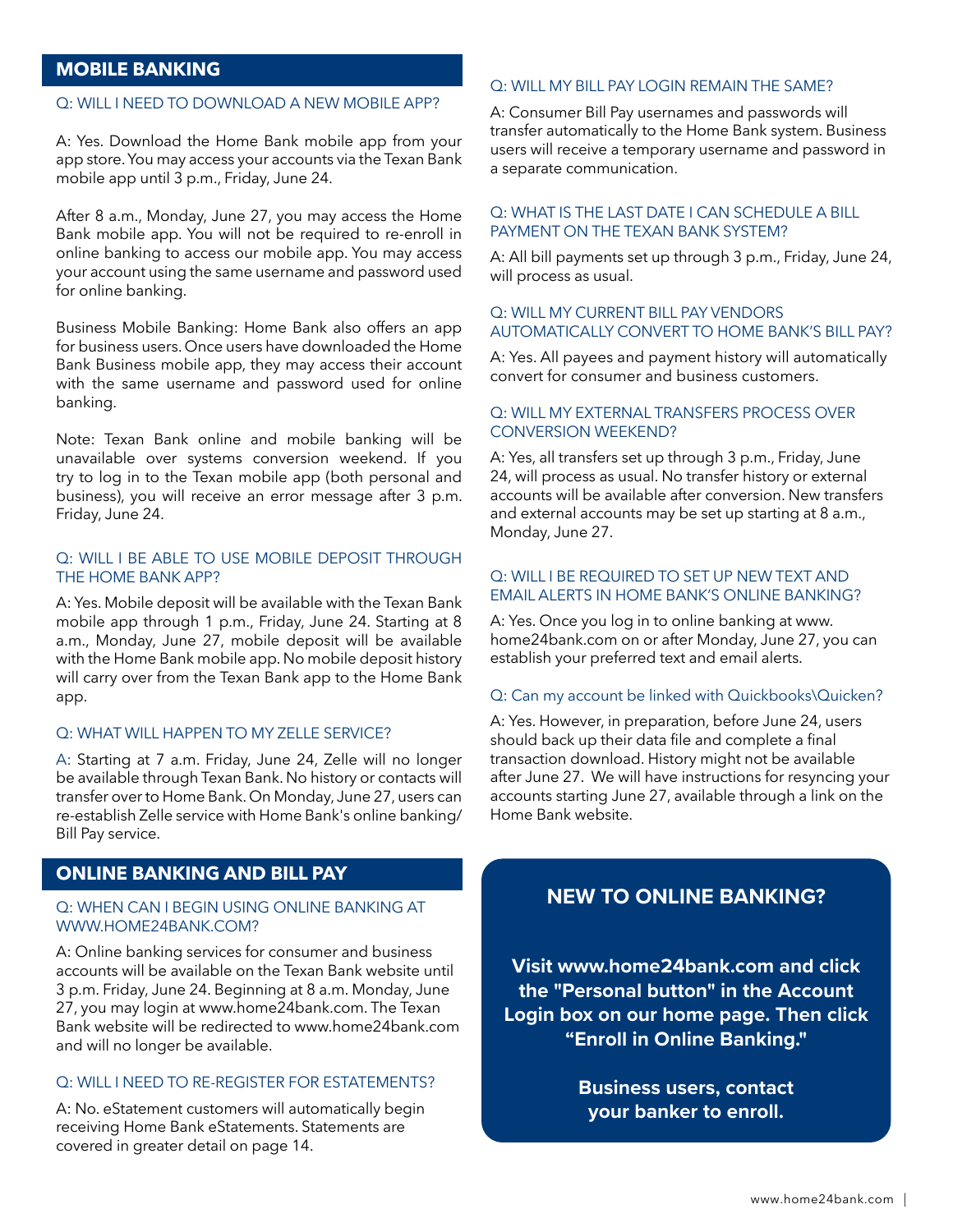## MOBILE BANKING

### Q: WILL I NEED TO DOWNLOAD A NEW MOBILE APP?

A: Yes. Download the Home Bank mobile app from your app store. You may access your accounts via the Texan Bank mobile app until 3 p.m., Friday, June 24.

After 8 a.m., Monday, June 27, you may access the Home Bank mobile app. You will not be required to re-enroll in online banking to access our mobile app. You may access your account using the same username and password used for online banking.

Business Mobile Banking: Home Bank also offers an app for business users. Once users have downloaded the Home Bank Business mobile app, they may access their account with the same username and password used for online banking.

Note: Texan Bank online and mobile banking will be unavailable over systems conversion weekend. If you try to log in to the Texan mobile app (both personal and business), you will receive an error message after 3 p.m. Friday, June 24.

### Q: WILL I BE ABLE TO USE MOBILE DEPOSIT THROUGH THE HOME BANK APP?

A: Yes. Mobile deposit will be available with the Texan Bank mobile app through 1 p.m., Friday, June 24. Starting at 8 a.m., Monday, June 27, mobile deposit will be available with the Home Bank mobile app. No mobile deposit history will carry over from the Texan Bank app to the Home Bank app.

### Q: WHAT WILL HAPPEN TO MY ZELLE SERVICE?

A: Starting at 7 a.m. Friday, June 24, Zelle will no longer be available through Texan Bank. No history or contacts will transfer over to Home Bank. On Monday, June 27, users can re-establish Zelle service with Home Bank's online banking/Bill Pay service.

## ONLINE BANKING AND BILL PAY

### Q: WHEN CAN I BEGIN USING ONLINE BANKING AT WWW.HOME24BANK.COM?

A: Online banking services for consumer and business accounts will be available on the Texan Bank website until 3 p.m. Friday, June 24. Beginning at 8 a.m. Monday, June 27, you may login at www.home24bank.com. The Texan Bank website will be redirected to www.home24bank.com and will no longer be available.

### Q: WILL I NEED TO RE-REGISTER FOR ESTATEMENTS?

A: No. eStatement customers will automatically begin receiving Home Bank eStatements. Statements are covered in greater detail on page 14.

### Q: WILL MY BILL PAY LOGIN REMAIN THE SAME?

A: Consumer Bill Pay usernames and passwords will transfer automatically to the Home Bank system. Business users will receive a temporary username and password in a separate communication.

### Q: WHAT IS THE LAST DATE I CAN SCHEDULE A BILL PAYMENT ON THE TEXAN BANK SYSTEM?

A: All bill payments set up through 3 p.m., Friday, June 24, will process as usual.

### Q: WILL MY CURRENT BILL PAY VENDORS AUTOMATICALLY CONVERT TO HOME BANK'S BILL PAY?

A: Yes. All payees and payment history will automatically convert for consumer and business customers.

### Q: WILL MY EXTERNAL TRANSFERS PROCESS OVER CONVERSION WEEKEND?

A: Yes, all transfers set up through 3 p.m., Friday, June 24, will process as usual. No transfer history or external accounts will be available after conversion. New transfers and external accounts may be set up starting at 8 a.m., Monday, June 27.

### Q: WILL I BE REQUIRED TO SET UP NEW TEXT AND EMAIL ALERTS IN HOME BANK'S ONLINE BANKING?

A: Yes. Once you log in to online banking at www.home24bank.com on or after Monday, June 27, you can establish your preferred text and email alerts.

### Q: Can my account be linked with Quickbooks\Quicken?

A: Yes. However, in preparation, before June 24, users should back up their data file and complete a final transaction download. History might not be available after June 27. We will have instructions for resyncing your accounts starting June 27, available through a link on the Home Bank website.

## NEW TO ONLINE BANKING?

**Visit www.home24bank.com and click the "Personal button" in the Account Login box on our home page. Then click "Enroll in Online Banking."**

**Business users, contact your banker to enroll.**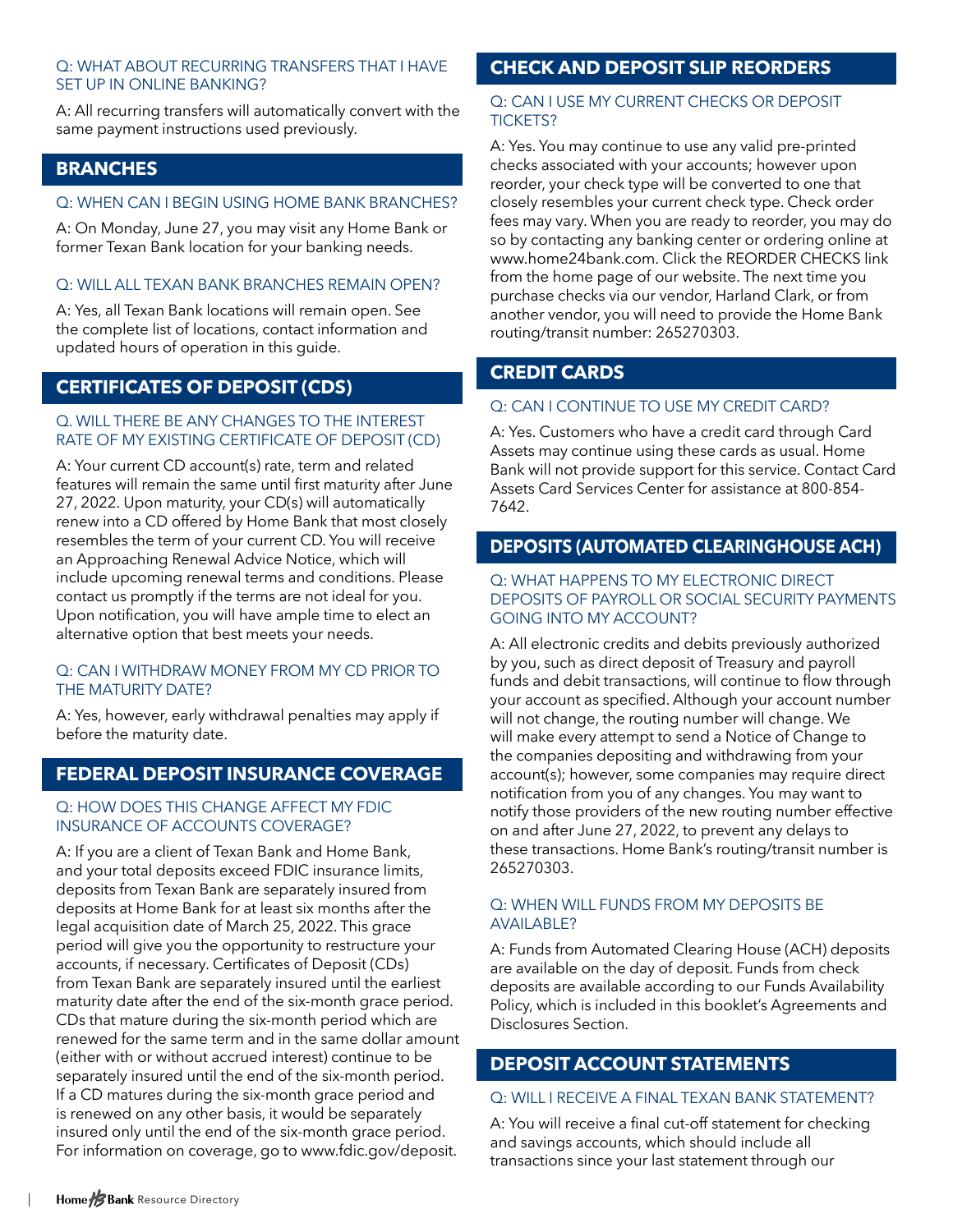Q: WHAT ABOUT RECURRING TRANSFERS THAT I HAVE SET UP IN ONLINE BANKING?

A: All recurring transfers will automatically convert with the same payment instructions used previously.

## BRANCHES

Q: WHEN CAN I BEGIN USING HOME BANK BRANCHES?

A: On Monday, June 27, you may visit any Home Bank or former Texan Bank location for your banking needs.

Q: WILL ALL TEXAN BANK BRANCHES REMAIN OPEN?

A: Yes, all Texan Bank locations will remain open. See the complete list of locations, contact information and updated hours of operation in this guide.

## CERTIFICATES OF DEPOSIT (CDS)

Q. WILL THERE BE ANY CHANGES TO THE INTEREST RATE OF MY EXISTING CERTIFICATE OF DEPOSIT (CD)

A: Your current CD account(s) rate, term and related features will remain the same until first maturity after June 27, 2022. Upon maturity, your CD(s) will automatically renew into a CD offered by Home Bank that most closely resembles the term of your current CD. You will receive an Approaching Renewal Advice Notice, which will include upcoming renewal terms and conditions. Please contact us promptly if the terms are not ideal for you. Upon notification, you will have ample time to elect an alternative option that best meets your needs.

Q: CAN I WITHDRAW MONEY FROM MY CD PRIOR TO THE MATURITY DATE?

A: Yes, however, early withdrawal penalties may apply if before the maturity date.

## FEDERAL DEPOSIT INSURANCE COVERAGE

Q: HOW DOES THIS CHANGE AFFECT MY FDIC INSURANCE OF ACCOUNTS COVERAGE?

A: If you are a client of Texan Bank and Home Bank, and your total deposits exceed FDIC insurance limits, deposits from Texan Bank are separately insured from deposits at Home Bank for at least six months after the legal acquisition date of March 25, 2022. This grace period will give you the opportunity to restructure your accounts, if necessary. Certificates of Deposit (CDs) from Texan Bank are separately insured until the earliest maturity date after the end of the six-month grace period. CDs that mature during the six-month period which are renewed for the same term and in the same dollar amount (either with or without accrued interest) continue to be separately insured until the end of the six-month period. If a CD matures during the six-month grace period and is renewed on any other basis, it would be separately insured only until the end of the six-month grace period. For information on coverage, go to www.fdic.gov/deposit.

## CHECK AND DEPOSIT SLIP REORDERS

Q: CAN I USE MY CURRENT CHECKS OR DEPOSIT TICKETS?

A: Yes. You may continue to use any valid pre-printed checks associated with your accounts; however upon reorder, your check type will be converted to one that closely resembles your current check type. Check order fees may vary. When you are ready to reorder, you may do so by contacting any banking center or ordering online at www.home24bank.com. Click the REORDER CHECKS link from the home page of our website. The next time you purchase checks via our vendor, Harland Clark, or from another vendor, you will need to provide the Home Bank routing/transit number: 265270303.

## CREDIT CARDS

Q: CAN I CONTINUE TO USE MY CREDIT CARD?

A: Yes. Customers who have a credit card through Card Assets may continue using these cards as usual. Home Bank will not provide support for this service. Contact Card Assets Card Services Center for assistance at 800-854-7642.

## DEPOSITS (AUTOMATED CLEARINGHOUSE ACH)

Q: WHAT HAPPENS TO MY ELECTRONIC DIRECT DEPOSITS OF PAYROLL OR SOCIAL SECURITY PAYMENTS GOING INTO MY ACCOUNT?

A: All electronic credits and debits previously authorized by you, such as direct deposit of Treasury and payroll funds and debit transactions, will continue to flow through your account as specified. Although your account number will not change, the routing number will change. We will make every attempt to send a Notice of Change to the companies depositing and withdrawing from your account(s); however, some companies may require direct notification from you of any changes. You may want to notify those providers of the new routing number effective on and after June 27, 2022, to prevent any delays to these transactions. Home Bank's routing/transit number is 265270303.

Q: WHEN WILL FUNDS FROM MY DEPOSITS BE AVAILABLE?

A: Funds from Automated Clearing House (ACH) deposits are available on the day of deposit. Funds from check deposits are available according to our Funds Availability Policy, which is included in this booklet's Agreements and Disclosures Section.

## DEPOSIT ACCOUNT STATEMENTS

Q: WILL I RECEIVE A FINAL TEXAN BANK STATEMENT?

A: You will receive a final cut-off statement for checking and savings accounts, which should include all transactions since your last statement through our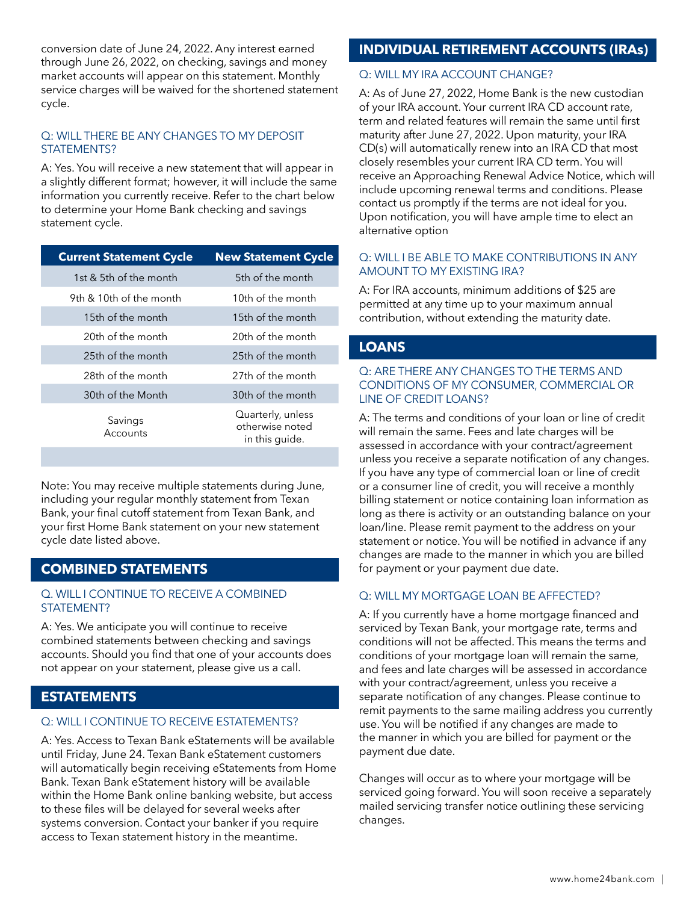conversion date of June 24, 2022. Any interest earned through June 26, 2022, on checking, savings and money market accounts will appear on this statement. Monthly service charges will be waived for the shortened statement cycle.

### Q: WILL THERE BE ANY CHANGES TO MY DEPOSIT STATEMENTS?

A: Yes. You will receive a new statement that will appear in a slightly different format; however, it will include the same information you currently receive. Refer to the chart below to determine your Home Bank checking and savings statement cycle.

| Current Statement Cycle | New Statement Cycle |
|---|---|
| 1st & 5th of the month | 5th of the month |
| 9th & 10th of the month | 10th of the month |
| 15th of the month | 15th of the month |
| 20th of the month | 20th of the month |
| 25th of the month | 25th of the month |
| 28th of the month | 27th of the month |
| 30th of the Month | 30th of the month |
| Savings Accounts | Quarterly, unless otherwise noted in this guide. |

Note: You may receive multiple statements during June, including your regular monthly statement from Texan Bank, your final cutoff statement from Texan Bank, and your first Home Bank statement on your new statement cycle date listed above.

## COMBINED STATEMENTS

### Q. WILL I CONTINUE TO RECEIVE A COMBINED STATEMENT?

A: Yes. We anticipate you will continue to receive combined statements between checking and savings accounts. Should you find that one of your accounts does not appear on your statement, please give us a call.

## ESTATEMENTS

### Q: WILL I CONTINUE TO RECEIVE ESTATEMENTS?

A: Yes. Access to Texan Bank eStatements will be available until Friday, June 24. Texan Bank eStatement customers will automatically begin receiving eStatements from Home Bank. Texan Bank eStatement history will be available within the Home Bank online banking website, but access to these files will be delayed for several weeks after systems conversion. Contact your banker if you require access to Texan statement history in the meantime.

## INDIVIDUAL RETIREMENT ACCOUNTS (IRAs)

### Q: WILL MY IRA ACCOUNT CHANGE?

A: As of June 27, 2022, Home Bank is the new custodian of your IRA account. Your current IRA CD account rate, term and related features will remain the same until first maturity after June 27, 2022. Upon maturity, your IRA CD(s) will automatically renew into an IRA CD that most closely resembles your current IRA CD term. You will receive an Approaching Renewal Advice Notice, which will include upcoming renewal terms and conditions. Please contact us promptly if the terms are not ideal for you. Upon notification, you will have ample time to elect an alternative option

### Q: WILL I BE ABLE TO MAKE CONTRIBUTIONS IN ANY AMOUNT TO MY EXISTING IRA?

A: For IRA accounts, minimum additions of $25 are permitted at any time up to your maximum annual contribution, without extending the maturity date.

## LOANS

### Q: ARE THERE ANY CHANGES TO THE TERMS AND CONDITIONS OF MY CONSUMER, COMMERCIAL OR LINE OF CREDIT LOANS?

A: The terms and conditions of your loan or line of credit will remain the same. Fees and late charges will be assessed in accordance with your contract/agreement unless you receive a separate notification of any changes. If you have any type of commercial loan or line of credit or a consumer line of credit, you will receive a monthly billing statement or notice containing loan information as long as there is activity or an outstanding balance on your loan/line. Please remit payment to the address on your statement or notice. You will be notified in advance if any changes are made to the manner in which you are billed for payment or your payment due date.

### Q: WILL MY MORTGAGE LOAN BE AFFECTED?

A: If you currently have a home mortgage financed and serviced by Texan Bank, your mortgage rate, terms and conditions will not be affected. This means the terms and conditions of your mortgage loan will remain the same, and fees and late charges will be assessed in accordance with your contract/agreement, unless you receive a separate notification of any changes. Please continue to remit payments to the same mailing address you currently use. You will be notified if any changes are made to the manner in which you are billed for payment or the payment due date.

Changes will occur as to where your mortgage will be serviced going forward. You will soon receive a separately mailed servicing transfer notice outlining these servicing changes.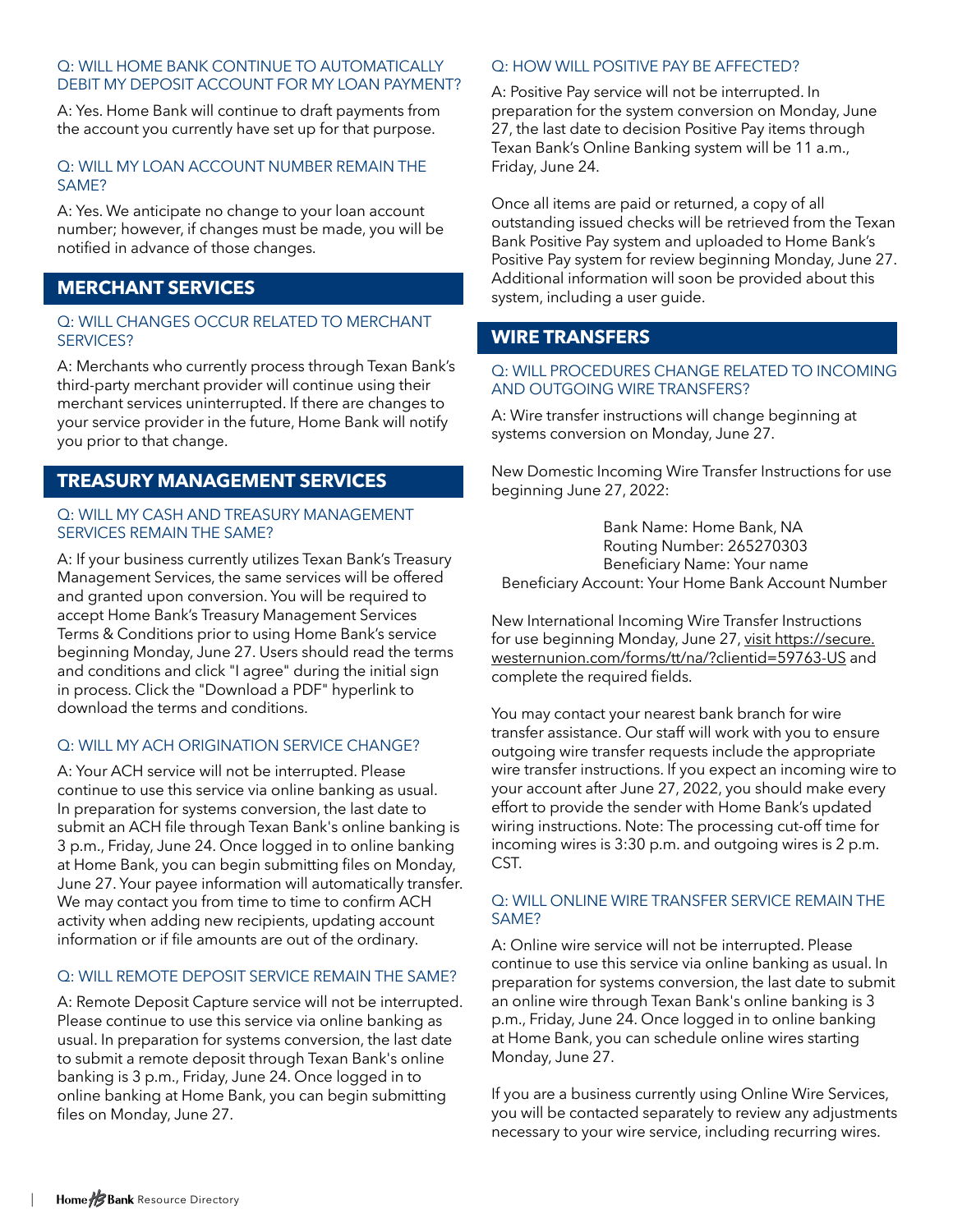### Q: WILL HOME BANK CONTINUE TO AUTOMATICALLY DEBIT MY DEPOSIT ACCOUNT FOR MY LOAN PAYMENT?

A: Yes. Home Bank will continue to draft payments from the account you currently have set up for that purpose.

### Q: WILL MY LOAN ACCOUNT NUMBER REMAIN THE SAME?

A: Yes. We anticipate no change to your loan account number; however, if changes must be made, you will be notified in advance of those changes.

## MERCHANT SERVICES

### Q: WILL CHANGES OCCUR RELATED TO MERCHANT SERVICES?

A: Merchants who currently process through Texan Bank's third-party merchant provider will continue using their merchant services uninterrupted. If there are changes to your service provider in the future, Home Bank will notify you prior to that change.

## TREASURY MANAGEMENT SERVICES

### Q: WILL MY CASH AND TREASURY MANAGEMENT SERVICES REMAIN THE SAME?

A: If your business currently utilizes Texan Bank's Treasury Management Services, the same services will be offered and granted upon conversion. You will be required to accept Home Bank's Treasury Management Services Terms & Conditions prior to using Home Bank's service beginning Monday, June 27. Users should read the terms and conditions and click "I agree" during the initial sign in process. Click the "Download a PDF" hyperlink to download the terms and conditions.

### Q: WILL MY ACH ORIGINATION SERVICE CHANGE?

A: Your ACH service will not be interrupted. Please continue to use this service via online banking as usual. In preparation for systems conversion, the last date to submit an ACH file through Texan Bank's online banking is 3 p.m., Friday, June 24. Once logged in to online banking at Home Bank, you can begin submitting files on Monday, June 27. Your payee information will automatically transfer. We may contact you from time to time to confirm ACH activity when adding new recipients, updating account information or if file amounts are out of the ordinary.

### Q: WILL REMOTE DEPOSIT SERVICE REMAIN THE SAME?

A: Remote Deposit Capture service will not be interrupted. Please continue to use this service via online banking as usual. In preparation for systems conversion, the last date to submit a remote deposit through Texan Bank's online banking is 3 p.m., Friday, June 24. Once logged in to online banking at Home Bank, you can begin submitting files on Monday, June 27.

### Q: HOW WILL POSITIVE PAY BE AFFECTED?

A: Positive Pay service will not be interrupted. In preparation for the system conversion on Monday, June 27, the last date to decision Positive Pay items through Texan Bank's Online Banking system will be 11 a.m., Friday, June 24.

Once all items are paid or returned, a copy of all outstanding issued checks will be retrieved from the Texan Bank Positive Pay system and uploaded to Home Bank's Positive Pay system for review beginning Monday, June 27. Additional information will soon be provided about this system, including a user guide.

## WIRE TRANSFERS

### Q: WILL PROCEDURES CHANGE RELATED TO INCOMING AND OUTGOING WIRE TRANSFERS?

A: Wire transfer instructions will change beginning at systems conversion on Monday, June 27.

New Domestic Incoming Wire Transfer Instructions for use beginning June 27, 2022:

Bank Name: Home Bank, NA
Routing Number: 265270303
Beneficiary Name: Your name
Beneficiary Account: Your Home Bank Account Number

New International Incoming Wire Transfer Instructions for use beginning Monday, June 27, visit https://secure.westernunion.com/forms/tt/na/?clientid=59763-US and complete the required fields.

You may contact your nearest bank branch for wire transfer assistance. Our staff will work with you to ensure outgoing wire transfer requests include the appropriate wire transfer instructions. If you expect an incoming wire to your account after June 27, 2022, you should make every effort to provide the sender with Home Bank's updated wiring instructions. Note: The processing cut-off time for incoming wires is 3:30 p.m. and outgoing wires is 2 p.m. CST.

### Q: WILL ONLINE WIRE TRANSFER SERVICE REMAIN THE SAME?

A: Online wire service will not be interrupted. Please continue to use this service via online banking as usual. In preparation for systems conversion, the last date to submit an online wire through Texan Bank's online banking is 3 p.m., Friday, June 24. Once logged in to online banking at Home Bank, you can schedule online wires starting Monday, June 27.

If you are a business currently using Online Wire Services, you will be contacted separately to review any adjustments necessary to your wire service, including recurring wires.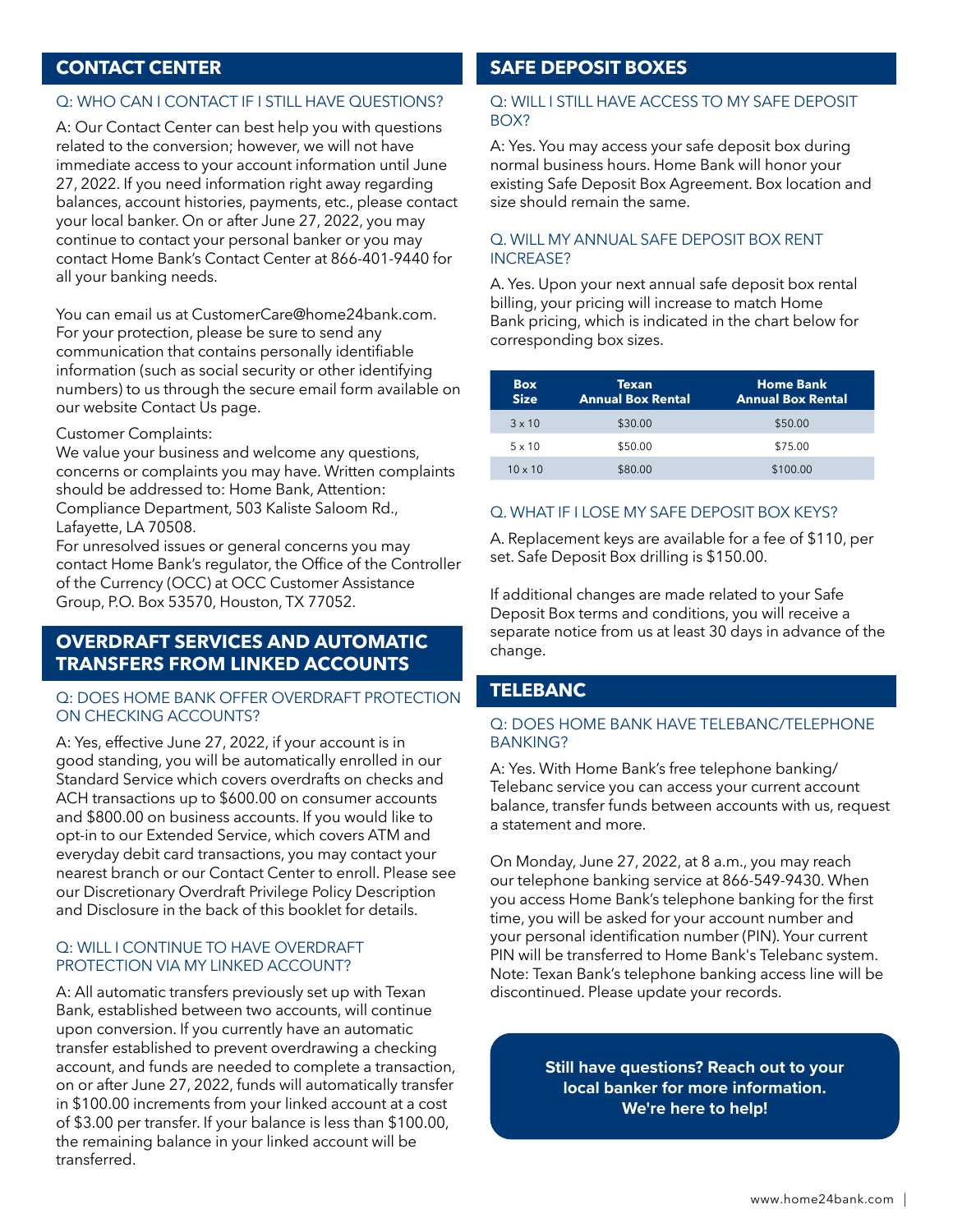## CONTACT CENTER

### Q: WHO CAN I CONTACT IF I STILL HAVE QUESTIONS?

A: Our Contact Center can best help you with questions related to the conversion; however, we will not have immediate access to your account information until June 27, 2022. If you need information right away regarding balances, account histories, payments, etc., please contact your local banker. On or after June 27, 2022, you may continue to contact your personal banker or you may contact Home Bank's Contact Center at 866-401-9440 for all your banking needs.

You can email us at CustomerCare@home24bank.com. For your protection, please be sure to send any communication that contains personally identifiable information (such as social security or other identifying numbers) to us through the secure email form available on our website Contact Us page.

Customer Complaints:
We value your business and welcome any questions, concerns or complaints you may have. Written complaints should be addressed to: Home Bank, Attention: Compliance Department, 503 Kaliste Saloom Rd., Lafayette, LA 70508.
For unresolved issues or general concerns you may contact Home Bank's regulator, the Office of the Controller of the Currency (OCC) at OCC Customer Assistance Group, P.O. Box 53570, Houston, TX 77052.

## OVERDRAFT SERVICES AND AUTOMATIC TRANSFERS FROM LINKED ACCOUNTS

### Q: DOES HOME BANK OFFER OVERDRAFT PROTECTION ON CHECKING ACCOUNTS?

A: Yes, effective June 27, 2022, if your account is in good standing, you will be automatically enrolled in our Standard Service which covers overdrafts on checks and ACH transactions up to $600.00 on consumer accounts and $800.00 on business accounts. If you would like to opt-in to our Extended Service, which covers ATM and everyday debit card transactions, you may contact your nearest branch or our Contact Center to enroll. Please see our Discretionary Overdraft Privilege Policy Description and Disclosure in the back of this booklet for details.

### Q: WILL I CONTINUE TO HAVE OVERDRAFT PROTECTION VIA MY LINKED ACCOUNT?

A: All automatic transfers previously set up with Texan Bank, established between two accounts, will continue upon conversion. If you currently have an automatic transfer established to prevent overdrawing a checking account, and funds are needed to complete a transaction, on or after June 27, 2022, funds will automatically transfer in $100.00 increments from your linked account at a cost of $3.00 per transfer. If your balance is less than $100.00, the remaining balance in your linked account will be transferred.

## SAFE DEPOSIT BOXES

### Q: WILL I STILL HAVE ACCESS TO MY SAFE DEPOSIT BOX?

A: Yes. You may access your safe deposit box during normal business hours. Home Bank will honor your existing Safe Deposit Box Agreement. Box location and size should remain the same.

### Q. WILL MY ANNUAL SAFE DEPOSIT BOX RENT INCREASE?

A. Yes. Upon your next annual safe deposit box rental billing, your pricing will increase to match Home Bank pricing, which is indicated in the chart below for corresponding box sizes.

| Box Size | Texan Annual Box Rental | Home Bank Annual Box Rental |
|---|---|---|
| 3 x 10 | $30.00 | $50.00 |
| 5 x 10 | $50.00 | $75.00 |
| 10 x 10 | $80.00 | $100.00 |

### Q. WHAT IF I LOSE MY SAFE DEPOSIT BOX KEYS?

A. Replacement keys are available for a fee of $110, per set. Safe Deposit Box drilling is $150.00.

If additional changes are made related to your Safe Deposit Box terms and conditions, you will receive a separate notice from us at least 30 days in advance of the change.

## TELEBANC

### Q: DOES HOME BANK HAVE TELEBANC/TELEPHONE BANKING?

A: Yes. With Home Bank's free telephone banking/ Telebanc service you can access your current account balance, transfer funds between accounts with us, request a statement and more.

On Monday, June 27, 2022, at 8 a.m., you may reach our telephone banking service at 866-549-9430. When you access Home Bank's telephone banking for the first time, you will be asked for your account number and your personal identification number (PIN). Your current PIN will be transferred to Home Bank's Telebanc system. Note: Texan Bank's telephone banking access line will be discontinued. Please update your records.

**Still have questions? Reach out to your local banker for more information. We're here to help!**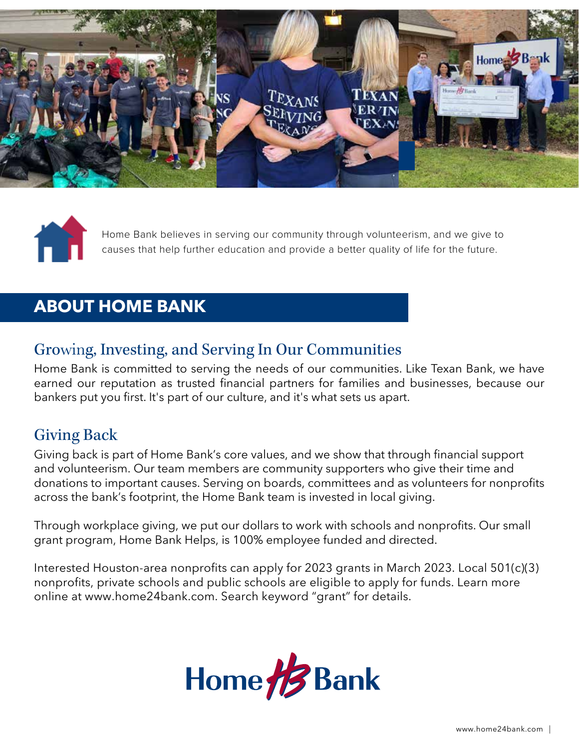Home Bank believes in serving our community through volunteerism, and we give to causes that help further education and provide a better quality of life for the future.

## ABOUT HOME BANK

### Growing, Investing, and Serving In Our Communities

Home Bank is committed to serving the needs of our communities. Like Texan Bank, we have earned our reputation as trusted financial partners for families and businesses, because our bankers put you first. It's part of our culture, and it's what sets us apart.

### Giving Back

Giving back is part of Home Bank's core values, and we show that through financial support and volunteerism. Our team members are community supporters who give their time and donations to important causes. Serving on boards, committees and as volunteers for nonprofits across the bank's footprint, the Home Bank team is invested in local giving.

Through workplace giving, we put our dollars to work with schools and nonprofits. Our small grant program, Home Bank Helps, is 100% employee funded and directed.

Interested Houston-area nonprofits can apply for 2023 grants in March 2023. Local 501(c)(3) nonprofits, private schools and public schools are eligible to apply for funds. Learn more online at www.home24bank.com. Search keyword "grant" for details.

Home Bank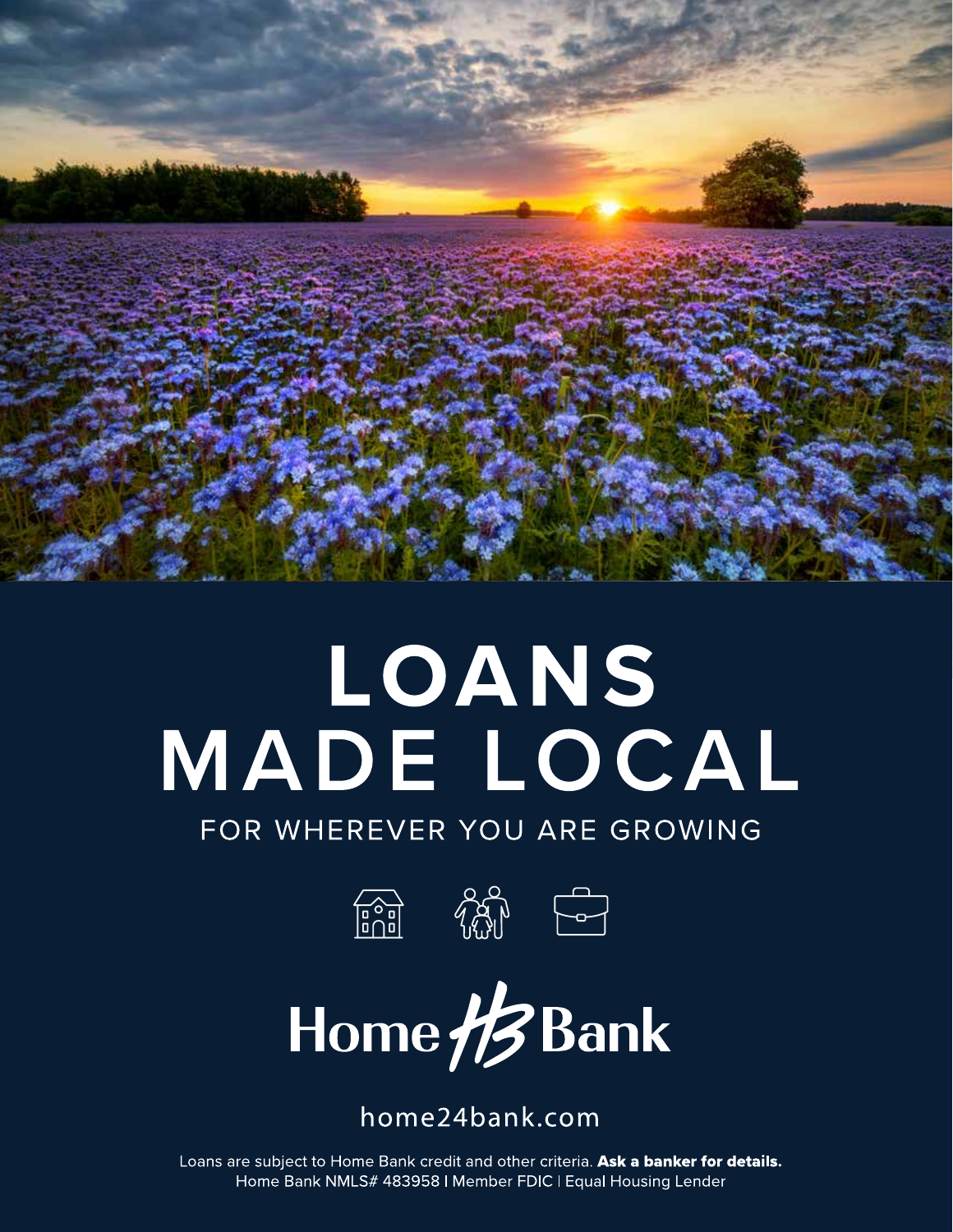# LOANS MADE LOCAL

FOR WHEREVER YOU ARE GROWING

Home Bank

home24bank.com

Loans are subject to Home Bank credit and other criteria. **Ask a banker for details.**
Home Bank NMLS# 483958 | Member FDIC | Equal Housing Lender